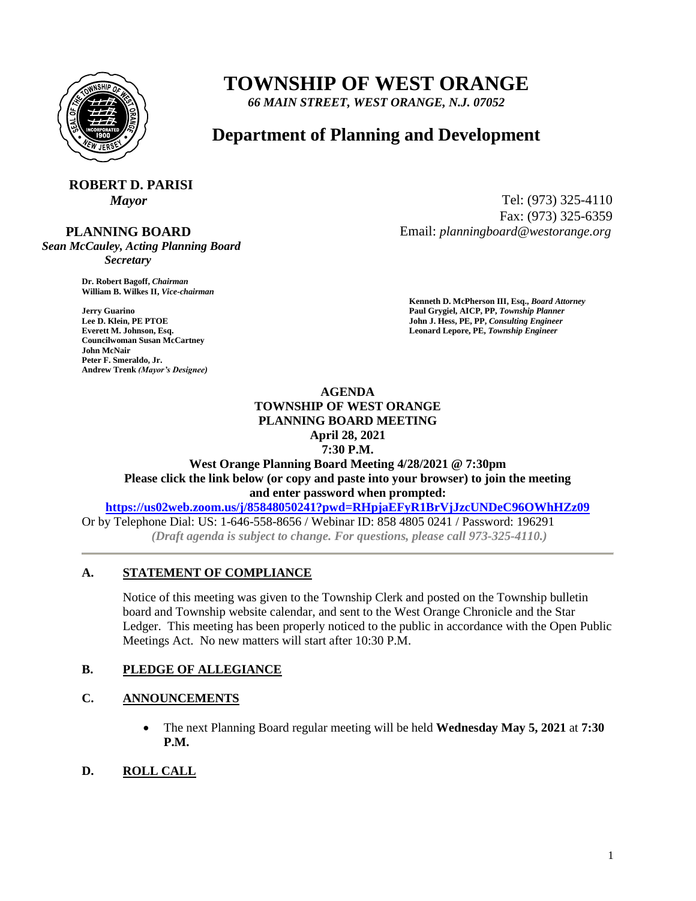# TOWNSHIP OF WEST ORANGE

*66 MAIN STREET, WEST ORANGE, N.J. 07052*

## Department of Planning and Development

**ROBERT D. PARISI**
***Mayor***

Tel: (973) 325-4110
Fax: (973) 325-6359
Email: *planningboard@westorange.org*

**PLANNING BOARD**
***Sean McCauley, Acting Planning Board Secretary***

**Dr. Robert Bagoff,** ***Chairman***
**William B. Wilkes II,** ***Vice-chairman***

**Jerry Guarino**
**Lee D. Klein, PE PTOE**
**Everett M. Johnson, Esq.**
**Councilwoman Susan McCartney**
**John McNair**
**Peter F. Smeraldo, Jr.**
**Andrew Trenk** ***(Mayor's Designee)***

**Kenneth D. McPherson III, Esq.,** ***Board Attorney***
**Paul Grygiel, AICP, PP,** ***Township Planner***
**John J. Hess, PE, PP,** ***Consulting Engineer***
**Leonard Lepore, PE,** ***Township Engineer***

**AGENDA**
**TOWNSHIP OF WEST ORANGE**
**PLANNING BOARD MEETING**
**April 28, 2021**
**7:30 P.M.**

**West Orange Planning Board Meeting 4/28/2021 @ 7:30pm**
**Please click the link below (or copy and paste into your browser) to join the meeting and enter password when prompted:**

**https://us02web.zoom.us/j/85848050241?pwd=RHpjaEFyR1BrVjJzcUNDeC96OWhHZz09**

Or by Telephone Dial: US: 1-646-558-8656 / Webinar ID: 858 4805 0241 / Password: 196291

*(Draft agenda is subject to change. For questions, please call 973-325-4110.)*

---

**A. STATEMENT OF COMPLIANCE**

Notice of this meeting was given to the Township Clerk and posted on the Township bulletin board and Township website calendar, and sent to the West Orange Chronicle and the Star Ledger. This meeting has been properly noticed to the public in accordance with the Open Public Meetings Act. No new matters will start after 10:30 P.M.

**B. PLEDGE OF ALLEGIANCE**

**C. ANNOUNCEMENTS**

- The next Planning Board regular meeting will be held **Wednesday May 5, 2021** at **7:30 P.M.**

**D. ROLL CALL**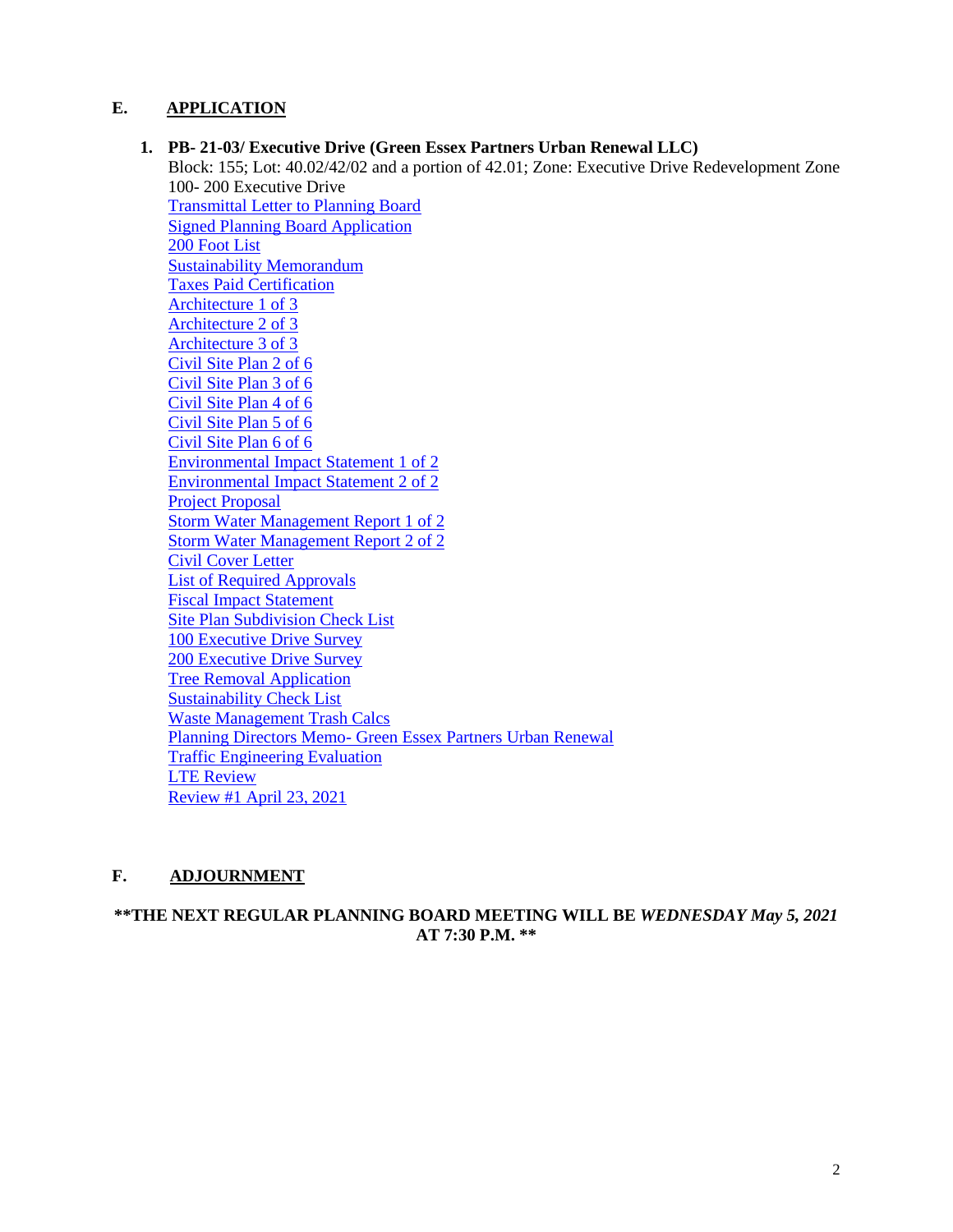## E. APPLICATION

1. **PB- 21-03/ Executive Drive (Green Essex Partners Urban Renewal LLC)**
   Block: 155; Lot: 40.02/42/02 and a portion of 42.01; Zone: Executive Drive Redevelopment Zone
   100- 200 Executive Drive
   Transmittal Letter to Planning Board
   Signed Planning Board Application
   200 Foot List
   Sustainability Memorandum
   Taxes Paid Certification
   Architecture 1 of 3
   Architecture 2 of 3
   Architecture 3 of 3
   Civil Site Plan 2 of 6
   Civil Site Plan 3 of 6
   Civil Site Plan 4 of 6
   Civil Site Plan 5 of 6
   Civil Site Plan 6 of 6
   Environmental Impact Statement 1 of 2
   Environmental Impact Statement 2 of 2
   Project Proposal
   Storm Water Management Report 1 of 2
   Storm Water Management Report 2 of 2
   Civil Cover Letter
   List of Required Approvals
   Fiscal Impact Statement
   Site Plan Subdivision Check List
   100 Executive Drive Survey
   200 Executive Drive Survey
   Tree Removal Application
   Sustainability Check List
   Waste Management Trash Calcs
   Planning Directors Memo- Green Essex Partners Urban Renewal
   Traffic Engineering Evaluation
   LTE Review
   Review #1 April 23, 2021

## F. ADJOURNMENT

**\*\*THE NEXT REGULAR PLANNING BOARD MEETING WILL BE *WEDNESDAY May 5, 2021* AT 7:30 P.M. \*\***